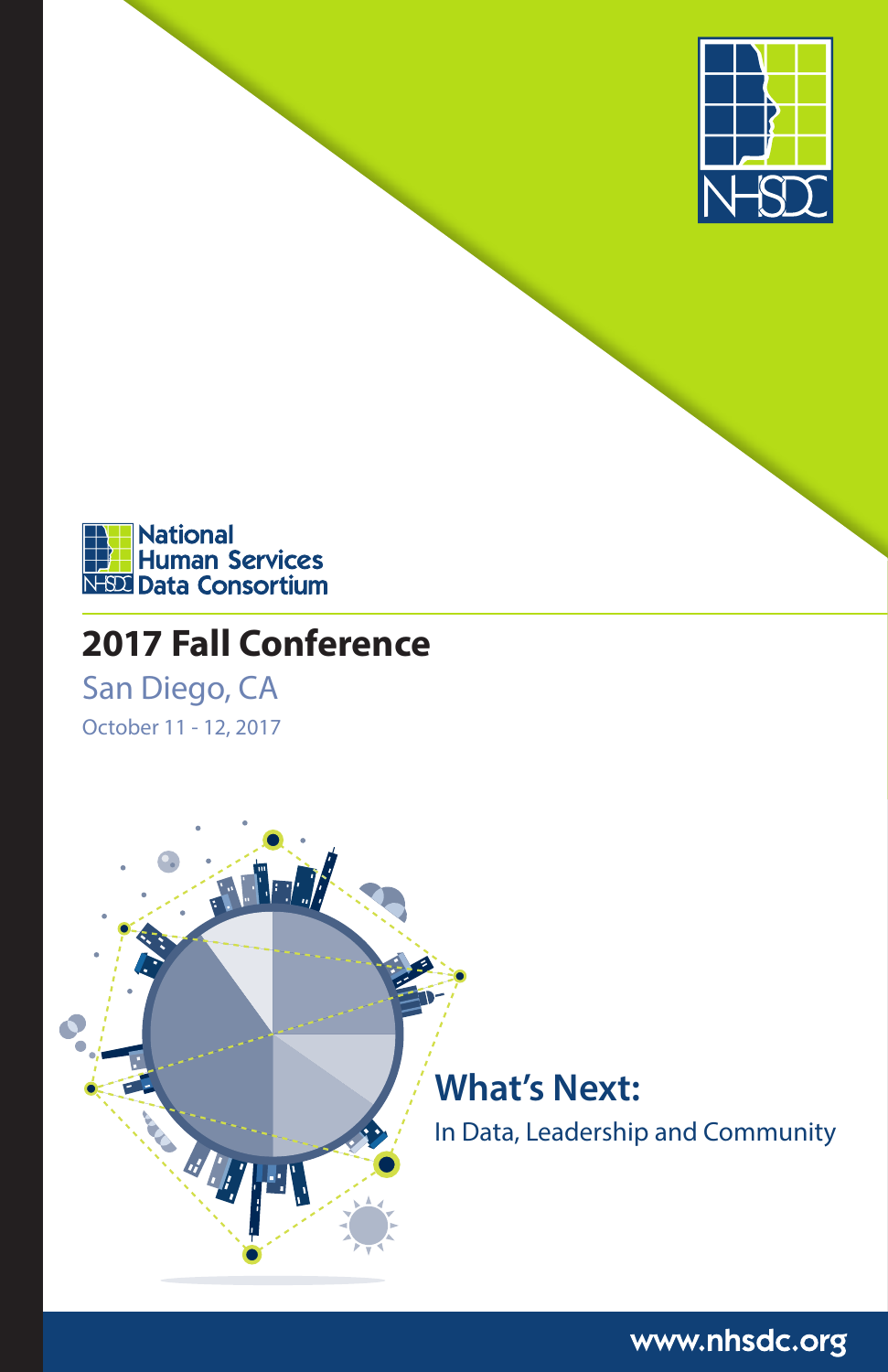NHSDC

National Human Services Data Consortium

# 2017 Fall Conference

San Diego, CA

October 11 - 12, 2017

## What's Next:

In Data, Leadership and Community

www.nhsdc.org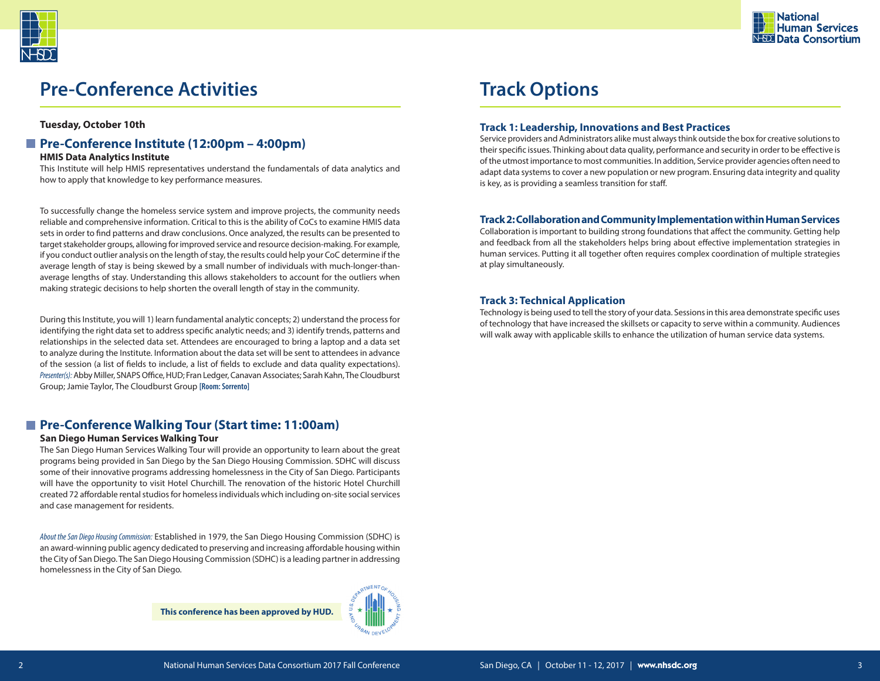# Pre-Conference Activities

**Tuesday, October 10th**

## Pre-Conference Institute (12:00pm – 4:00pm)

**HMIS Data Analytics Institute**

This Institute will help HMIS representatives understand the fundamentals of data analytics and how to apply that knowledge to key performance measures.

To successfully change the homeless service system and improve projects, the community needs reliable and comprehensive information. Critical to this is the ability of CoCs to examine HMIS data sets in order to find patterns and draw conclusions. Once analyzed, the results can be presented to target stakeholder groups, allowing for improved service and resource decision-making. For example, if you conduct outlier analysis on the length of stay, the results could help your CoC determine if the average length of stay is being skewed by a small number of individuals with much-longer-than-average lengths of stay. Understanding this allows stakeholders to account for the outliers when making strategic decisions to help shorten the overall length of stay in the community.

During this Institute, you will 1) learn fundamental analytic concepts; 2) understand the process for identifying the right data set to address specific analytic needs; and 3) identify trends, patterns and relationships in the selected data set. Attendees are encouraged to bring a laptop and a data set to analyze during the Institute. Information about the data set will be sent to attendees in advance of the session (a list of fields to include, a list of fields to exclude and data quality expectations). *Presenter(s):* Abby Miller, SNAPS Office, HUD; Fran Ledger, Canavan Associates; Sarah Kahn, The Cloudburst Group; Jamie Taylor, The Cloudburst Group **[Room: Sorrento]**

## Pre-Conference Walking Tour (Start time: 11:00am)

**San Diego Human Services Walking Tour**

The San Diego Human Services Walking Tour will provide an opportunity to learn about the great programs being provided in San Diego by the San Diego Housing Commission. SDHC will discuss some of their innovative programs addressing homelessness in the City of San Diego. Participants will have the opportunity to visit Hotel Churchill. The renovation of the historic Hotel Churchill created 72 affordable rental studios for homeless individuals which including on-site social services and case management for residents.

*About the San Diego Housing Commission:* Established in 1979, the San Diego Housing Commission (SDHC) is an award-winning public agency dedicated to preserving and increasing affordable housing within the City of San Diego. The San Diego Housing Commission (SDHC) is a leading partner in addressing homelessness in the City of San Diego.

**This conference has been approved by HUD.**

# Track Options

### Track 1: Leadership, Innovations and Best Practices

Service providers and Administrators alike must always think outside the box for creative solutions to their specific issues. Thinking about data quality, performance and security in order to be effective is of the utmost importance to most communities. In addition, Service provider agencies often need to adapt data systems to cover a new population or new program. Ensuring data integrity and quality is key, as is providing a seamless transition for staff.

### Track 2: Collaboration and Community Implementation within Human Services

Collaboration is important to building strong foundations that affect the community. Getting help and feedback from all the stakeholders helps bring about effective implementation strategies in human services. Putting it all together often requires complex coordination of multiple strategies at play simultaneously.

### Track 3: Technical Application

Technology is being used to tell the story of your data. Sessions in this area demonstrate specific uses of technology that have increased the skillsets or capacity to serve within a community. Audiences will walk away with applicable skills to enhance the utilization of human service data systems.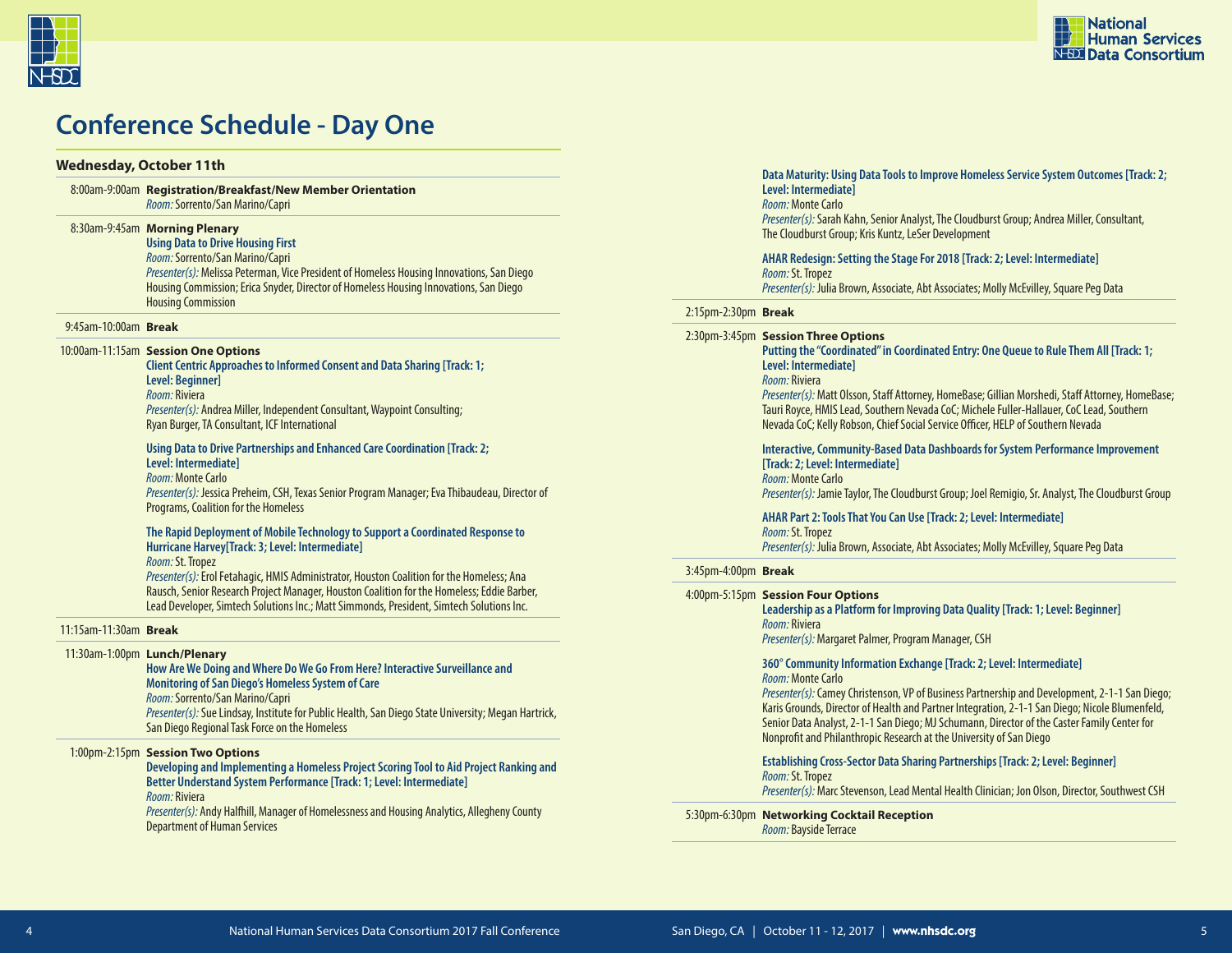# Conference Schedule - Day One

## Wednesday, October 11th

8:00am-9:00am **Registration/Breakfast/New Member Orientation**
*Room:* Sorrento/San Marino/Capri

8:30am-9:45am **Morning Plenary**
**Using Data to Drive Housing First**
*Room:* Sorrento/San Marino/Capri
*Presenter(s):* Melissa Peterman, Vice President of Homeless Housing Innovations, San Diego Housing Commission; Erica Snyder, Director of Homeless Housing Innovations, San Diego Housing Commission

9:45am-10:00am **Break**

10:00am-11:15am **Session One Options**

**Client Centric Approaches to Informed Consent and Data Sharing [Track: 1; Level: Beginner]**
*Room:* Riviera
*Presenter(s):* Andrea Miller, Independent Consultant, Waypoint Consulting; Ryan Burger, TA Consultant, ICF International

**Using Data to Drive Partnerships and Enhanced Care Coordination [Track: 2; Level: Intermediate]**
*Room:* Monte Carlo
*Presenter(s):* Jessica Preheim, CSH, Texas Senior Program Manager; Eva Thibaudeau, Director of Programs, Coalition for the Homeless

**The Rapid Deployment of Mobile Technology to Support a Coordinated Response to Hurricane Harvey[Track: 3; Level: Intermediate]**
*Room:* St. Tropez
*Presenter(s):* Erol Fetahagic, HMIS Administrator, Houston Coalition for the Homeless; Ana Rausch, Senior Research Project Manager, Houston Coalition for the Homeless; Eddie Barber, Lead Developer, Simtech Solutions Inc.; Matt Simmonds, President, Simtech Solutions Inc.

11:15am-11:30am **Break**

11:30am-1:00pm **Lunch/Plenary**
**How Are We Doing and Where Do We Go From Here? Interactive Surveillance and Monitoring of San Diego's Homeless System of Care**
*Room:* Sorrento/San Marino/Capri
*Presenter(s):* Sue Lindsay, Institute for Public Health, San Diego State University; Megan Hartrick, San Diego Regional Task Force on the Homeless

1:00pm-2:15pm **Session Two Options**

**Developing and Implementing a Homeless Project Scoring Tool to Aid Project Ranking and Better Understand System Performance [Track: 1; Level: Intermediate]**
*Room:* Riviera
*Presenter(s):* Andy Halfhill, Manager of Homelessness and Housing Analytics, Allegheny County Department of Human Services

**Data Maturity: Using Data Tools to Improve Homeless Service System Outcomes [Track: 2; Level: Intermediate]**
*Room:* Monte Carlo
*Presenter(s):* Sarah Kahn, Senior Analyst, The Cloudburst Group; Andrea Miller, Consultant, The Cloudburst Group; Kris Kuntz, LeSer Development

**AHAR Redesign: Setting the Stage For 2018 [Track: 2; Level: Intermediate]**
*Room:* St. Tropez
*Presenter(s):* Julia Brown, Associate, Abt Associates; Molly McEvilley, Square Peg Data

2:15pm-2:30pm **Break**

2:30pm-3:45pm **Session Three Options**

**Putting the "Coordinated" in Coordinated Entry: One Queue to Rule Them All [Track: 1; Level: Intermediate]**
*Room:* Riviera
*Presenter(s):* Matt Olsson, Staff Attorney, HomeBase; Gillian Morshedi, Staff Attorney, HomeBase; Tauri Royce, HMIS Lead, Southern Nevada CoC; Michele Fuller-Hallauer, CoC Lead, Southern Nevada CoC; Kelly Robson, Chief Social Service Officer, HELP of Southern Nevada

**Interactive, Community-Based Data Dashboards for System Performance Improvement [Track: 2; Level: Intermediate]**
*Room:* Monte Carlo
*Presenter(s):* Jamie Taylor, The Cloudburst Group; Joel Remigio, Sr. Analyst, The Cloudburst Group

**AHAR Part 2: Tools That You Can Use [Track: 2; Level: Intermediate]**
*Room:* St. Tropez
*Presenter(s):* Julia Brown, Associate, Abt Associates; Molly McEvilley, Square Peg Data

3:45pm-4:00pm **Break**

4:00pm-5:15pm **Session Four Options**

**Leadership as a Platform for Improving Data Quality [Track: 1; Level: Beginner]**
*Room:* Riviera
*Presenter(s):* Margaret Palmer, Program Manager, CSH

**360° Community Information Exchange [Track: 2; Level: Intermediate]**
*Room:* Monte Carlo
*Presenter(s):* Camey Christenson, VP of Business Partnership and Development, 2-1-1 San Diego; Karis Grounds, Director of Health and Partner Integration, 2-1-1 San Diego; Nicole Blumenfeld, Senior Data Analyst, 2-1-1 San Diego; MJ Schumann, Director of the Caster Family Center for Nonprofit and Philanthropic Research at the University of San Diego

**Establishing Cross-Sector Data Sharing Partnerships [Track: 2; Level: Beginner]**
*Room:* St. Tropez
*Presenter(s):* Marc Stevenson, Lead Mental Health Clinician; Jon Olson, Director, Southwest CSH

5:30pm-6:30pm **Networking Cocktail Reception**
*Room:* Bayside Terrace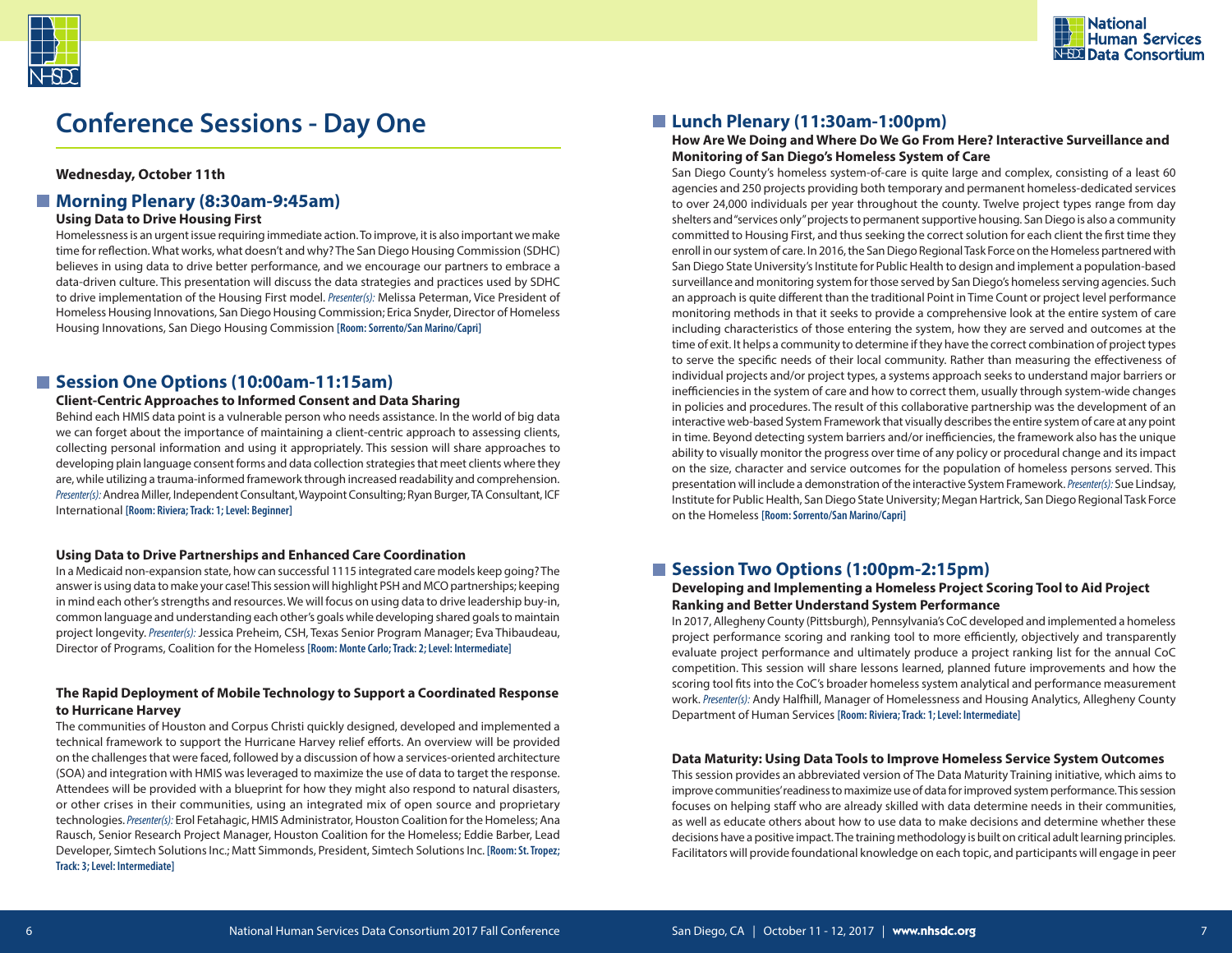# Conference Sessions - Day One

**Wednesday, October 11th**

## Morning Plenary (8:30am-9:45am)

**Using Data to Drive Housing First**

Homelessness is an urgent issue requiring immediate action. To improve, it is also important we make time for reflection. What works, what doesn't and why? The San Diego Housing Commission (SDHC) believes in using data to drive better performance, and we encourage our partners to embrace a data-driven culture. This presentation will discuss the data strategies and practices used by SDHC to drive implementation of the Housing First model. *Presenter(s):* Melissa Peterman, Vice President of Homeless Housing Innovations, San Diego Housing Commission; Erica Snyder, Director of Homeless Housing Innovations, San Diego Housing Commission **[Room: Sorrento/San Marino/Capri]**

## Session One Options (10:00am-11:15am)

**Client-Centric Approaches to Informed Consent and Data Sharing**

Behind each HMIS data point is a vulnerable person who needs assistance. In the world of big data we can forget about the importance of maintaining a client-centric approach to assessing clients, collecting personal information and using it appropriately. This session will share approaches to developing plain language consent forms and data collection strategies that meet clients where they are, while utilizing a trauma-informed framework through increased readability and comprehension. *Presenter(s):* Andrea Miller, Independent Consultant, Waypoint Consulting; Ryan Burger, TA Consultant, ICF International **[Room: Riviera; Track: 1; Level: Beginner]**

**Using Data to Drive Partnerships and Enhanced Care Coordination**

In a Medicaid non-expansion state, how can successful 1115 integrated care models keep going? The answer is using data to make your case! This session will highlight PSH and MCO partnerships; keeping in mind each other's strengths and resources. We will focus on using data to drive leadership buy-in, common language and understanding each other's goals while developing shared goals to maintain project longevity. *Presenter(s):* Jessica Preheim, CSH, Texas Senior Program Manager; Eva Thibaudeau, Director of Programs, Coalition for the Homeless **[Room: Monte Carlo; Track: 2; Level: Intermediate]**

**The Rapid Deployment of Mobile Technology to Support a Coordinated Response to Hurricane Harvey**

The communities of Houston and Corpus Christi quickly designed, developed and implemented a technical framework to support the Hurricane Harvey relief efforts. An overview will be provided on the challenges that were faced, followed by a discussion of how a services-oriented architecture (SOA) and integration with HMIS was leveraged to maximize the use of data to target the response. Attendees will be provided with a blueprint for how they might also respond to natural disasters, or other crises in their communities, using an integrated mix of open source and proprietary technologies. *Presenter(s):* Erol Fetahagic, HMIS Administrator, Houston Coalition for the Homeless; Ana Rausch, Senior Research Project Manager, Houston Coalition for the Homeless; Eddie Barber, Lead Developer, Simtech Solutions Inc.; Matt Simmonds, President, Simtech Solutions Inc. **[Room: St. Tropez; Track: 3; Level: Intermediate]**

## Lunch Plenary (11:30am-1:00pm)

**How Are We Doing and Where Do We Go From Here? Interactive Surveillance and Monitoring of San Diego's Homeless System of Care**

San Diego County's homeless system-of-care is quite large and complex, consisting of a least 60 agencies and 250 projects providing both temporary and permanent homeless-dedicated services to over 24,000 individuals per year throughout the county. Twelve project types range from day shelters and "services only" projects to permanent supportive housing. San Diego is also a community committed to Housing First, and thus seeking the correct solution for each client the first time they enroll in our system of care. In 2016, the San Diego Regional Task Force on the Homeless partnered with San Diego State University's Institute for Public Health to design and implement a population-based surveillance and monitoring system for those served by San Diego's homeless serving agencies. Such an approach is quite different than the traditional Point in Time Count or project level performance monitoring methods in that it seeks to provide a comprehensive look at the entire system of care including characteristics of those entering the system, how they are served and outcomes at the time of exit. It helps a community to determine if they have the correct combination of project types to serve the specific needs of their local community. Rather than measuring the effectiveness of individual projects and/or project types, a systems approach seeks to understand major barriers or inefficiencies in the system of care and how to correct them, usually through system-wide changes in policies and procedures. The result of this collaborative partnership was the development of an interactive web-based System Framework that visually describes the entire system of care at any point in time. Beyond detecting system barriers and/or inefficiencies, the framework also has the unique ability to visually monitor the progress over time of any policy or procedural change and its impact on the size, character and service outcomes for the population of homeless persons served. This presentation will include a demonstration of the interactive System Framework. *Presenter(s):* Sue Lindsay, Institute for Public Health, San Diego State University; Megan Hartrick, San Diego Regional Task Force on the Homeless **[Room: Sorrento/San Marino/Capri]**

## Session Two Options (1:00pm-2:15pm)

**Developing and Implementing a Homeless Project Scoring Tool to Aid Project Ranking and Better Understand System Performance**

In 2017, Allegheny County (Pittsburgh), Pennsylvania's CoC developed and implemented a homeless project performance scoring and ranking tool to more efficiently, objectively and transparently evaluate project performance and ultimately produce a project ranking list for the annual CoC competition. This session will share lessons learned, planned future improvements and how the scoring tool fits into the CoC's broader homeless system analytical and performance measurement work. *Presenter(s):* Andy Halfhill, Manager of Homelessness and Housing Analytics, Allegheny County Department of Human Services **[Room: Riviera; Track: 1; Level: Intermediate]**

**Data Maturity: Using Data Tools to Improve Homeless Service System Outcomes**

This session provides an abbreviated version of The Data Maturity Training initiative, which aims to improve communities' readiness to maximize use of data for improved system performance. This session focuses on helping staff who are already skilled with data determine needs in their communities, as well as educate others about how to use data to make decisions and determine whether these decisions have a positive impact. The training methodology is built on critical adult learning principles. Facilitators will provide foundational knowledge on each topic, and participants will engage in peer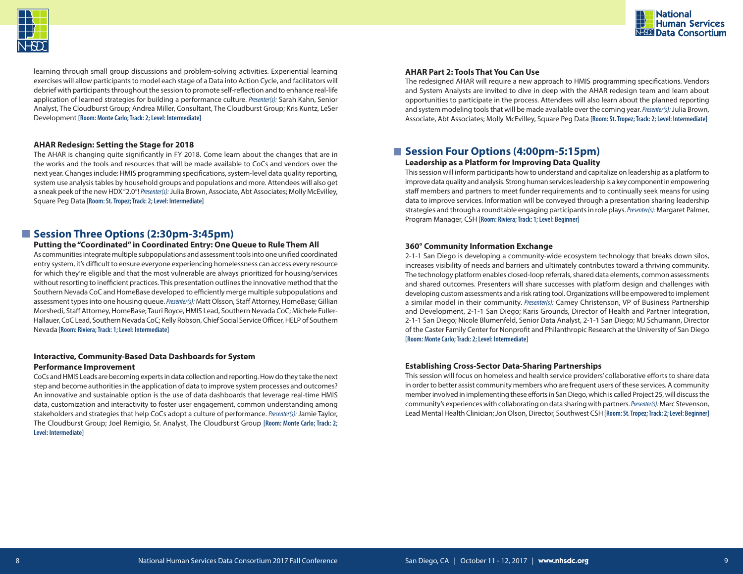learning through small group discussions and problem-solving activities. Experiential learning exercises will allow participants to model each stage of a Data into Action Cycle, and facilitators will debrief with participants throughout the session to promote self-reflection and to enhance real-life application of learned strategies for building a performance culture. *Presenter(s):* Sarah Kahn, Senior Analyst, The Cloudburst Group; Andrea Miller, Consultant, The Cloudburst Group; Kris Kuntz, LeSer Development **[Room: Monte Carlo; Track: 2; Level: Intermediate]**

### AHAR Redesign: Setting the Stage for 2018

The AHAR is changing quite significantly in FY 2018. Come learn about the changes that are in the works and the tools and resources that will be made available to CoCs and vendors over the next year. Changes include: HMIS programming specifications, system-level data quality reporting, system use analysis tables by household groups and populations and more. Attendees will also get a sneak peek of the new HDX "2.0"! *Presenter(s):* Julia Brown, Associate, Abt Associates; Molly McEvilley, Square Peg Data **[Room: St. Tropez; Track: 2; Level: Intermediate]**

## Session Three Options (2:30pm-3:45pm)

### Putting the "Coordinated" in Coordinated Entry: One Queue to Rule Them All

As communities integrate multiple subpopulations and assessment tools into one unified coordinated entry system, it's difficult to ensure everyone experiencing homelessness can access every resource for which they're eligible and that the most vulnerable are always prioritized for housing/services without resorting to inefficient practices. This presentation outlines the innovative method that the Southern Nevada CoC and HomeBase developed to efficiently merge multiple subpopulations and assessment types into one housing queue. *Presenter(s):* Matt Olsson, Staff Attorney, HomeBase; Gillian Morshedi, Staff Attorney, HomeBase; Tauri Royce, HMIS Lead, Southern Nevada CoC; Michele Fuller-Hallauer, CoC Lead, Southern Nevada CoC; Kelly Robson, Chief Social Service Officer, HELP of Southern Nevada **[Room: Riviera; Track: 1; Level: Intermediate]**

### Interactive, Community-Based Data Dashboards for System Performance Improvement

CoCs and HMIS Leads are becoming experts in data collection and reporting. How do they take the next step and become authorities in the application of data to improve system processes and outcomes? An innovative and sustainable option is the use of data dashboards that leverage real-time HMIS data, customization and interactivity to foster user engagement, common understanding among stakeholders and strategies that help CoCs adopt a culture of performance. *Presenter(s):* Jamie Taylor, The Cloudburst Group; Joel Remigio, Sr. Analyst, The Cloudburst Group **[Room: Monte Carlo; Track: 2; Level: Intermediate]**

### AHAR Part 2: Tools That You Can Use

The redesigned AHAR will require a new approach to HMIS programming specifications. Vendors and System Analysts are invited to dive in deep with the AHAR redesign team and learn about opportunities to participate in the process. Attendees will also learn about the planned reporting and system modeling tools that will be made available over the coming year. *Presenter(s):* Julia Brown, Associate, Abt Associates; Molly McEvilley, Square Peg Data **[Room: St. Tropez; Track: 2; Level: Intermediate]**

## Session Four Options (4:00pm-5:15pm)

### Leadership as a Platform for Improving Data Quality

This session will inform participants how to understand and capitalize on leadership as a platform to improve data quality and analysis. Strong human services leadership is a key component in empowering staff members and partners to meet funder requirements and to continually seek means for using data to improve services. Information will be conveyed through a presentation sharing leadership strategies and through a roundtable engaging participants in role plays. *Presenter(s):* Margaret Palmer, Program Manager, CSH **[Room: Riviera; Track: 1; Level: Beginner]**

### 360° Community Information Exchange

2-1-1 San Diego is developing a community-wide ecosystem technology that breaks down silos, increases visibility of needs and barriers and ultimately contributes toward a thriving community. The technology platform enables closed-loop referrals, shared data elements, common assessments and shared outcomes. Presenters will share successes with platform design and challenges with developing custom assessments and a risk rating tool. Organizations will be empowered to implement a similar model in their community. *Presenter(s):* Camey Christenson, VP of Business Partnership and Development, 2-1-1 San Diego; Karis Grounds, Director of Health and Partner Integration, 2-1-1 San Diego; Nicole Blumenfeld, Senior Data Analyst, 2-1-1 San Diego; MJ Schumann, Director of the Caster Family Center for Nonprofit and Philanthropic Research at the University of San Diego **[Room: Monte Carlo; Track: 2; Level: Intermediate]**

### Establishing Cross-Sector Data-Sharing Partnerships

This session will focus on homeless and health service providers' collaborative efforts to share data in order to better assist community members who are frequent users of these services. A community member involved in implementing these efforts in San Diego, which is called Project 25, will discuss the community's experiences with collaborating on data sharing with partners. *Presenter(s):* Marc Stevenson, Lead Mental Health Clinician; Jon Olson, Director, Southwest CSH **[Room: St. Tropez; Track: 2; Level: Beginner]**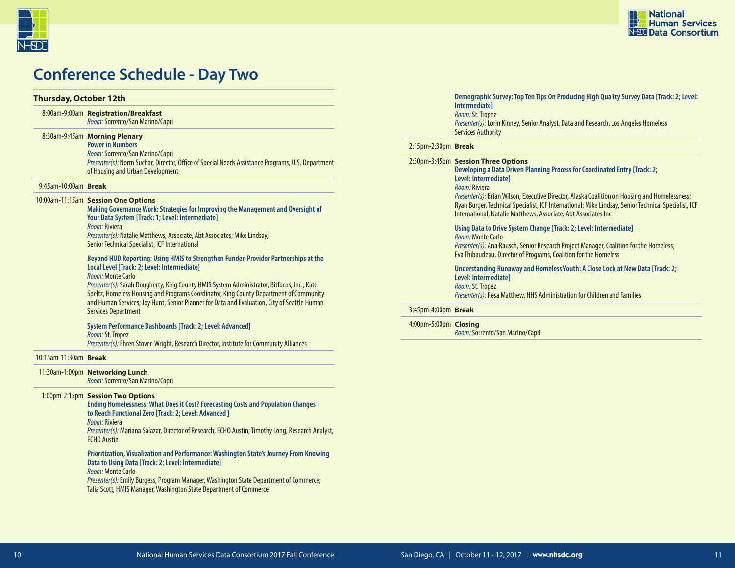# Conference Schedule - Day Two

### Thursday, October 12th

**8:00am-9:00am** **Registration/Breakfast**
*Room:* Sorrento/San Marino/Capri

**8:30am-9:45am** **Morning Plenary**
**Power in Numbers**
*Room:* Sorrento/San Marino/Capri
*Presenter(s):* Norm Suchar, Director, Office of Special Needs Assistance Programs, U.S. Department of Housing and Urban Development

**9:45am-10:00am** **Break**

**10:00am-11:15am** **Session One Options**

**Making Governance Work: Strategies for Improving the Management and Oversight of Your Data System [Track: 1; Level: Intermediate]**
*Room:* Riviera
*Presenter(s):* Natalie Matthews, Associate, Abt Associates; Mike Lindsay, Senior Technical Specialist, ICF International

**Beyond HUD Reporting: Using HMIS to Strengthen Funder-Provider Partnerships at the Local Level [Track: 2; Level: Intermediate]**
*Room:* Monte Carlo
*Presenter(s):* Sarah Dougherty, King County HMIS System Administrator, Bitfocus, Inc.; Kate Speltz, Homeless Housing and Programs Coordinator, King County Department of Community and Human Services; Joy Hunt, Senior Planner for Data and Evaluation, City of Seattle Human Services Department

**System Performance Dashboards [Track: 2; Level: Advanced]**
*Room:* St. Tropez
*Presenter(s):* Ehren Stover-Wright, Research Director, Institute for Community Alliances

**10:15am-11:30am** **Break**

**11:30am-1:00pm** **Networking Lunch**
*Room:* Sorrento/San Marino/Capri

**1:00pm-2:15pm** **Session Two Options**

**Ending Homelessness: What Does it Cost? Forecasting Costs and Population Changes to Reach Functional Zero [Track: 2; Level: Advanced ]**
*Room:* Riviera
*Presenter(s):* Mariana Salazar, Director of Research, ECHO Austin; Timothy Long, Research Analyst, ECHO Austin

**Prioritization, Visualization and Performance: Washington State's Journey From Knowing Data to Using Data [Track: 2; Level: Intermediate]**
*Room:* Monte Carlo
*Presenter(s):* Emily Burgess, Program Manager, Washington State Department of Commerce; Talia Scott, HMIS Manager, Washington State Department of Commerce

**Demographic Survey: Top Ten Tips On Producing High Quality Survey Data [Track: 2; Level: Intermediate]**
*Room:* St. Tropez
*Presenter(s):* Lorin Kinney, Senior Analyst, Data and Research, Los Angeles Homeless Services Authority

**2:15pm-2:30pm** **Break**

**2:30pm-3:45pm** **Session Three Options**

**Developing a Data Driven Planning Process for Coordinated Entry [Track: 2; Level: Intermediate]**
*Room:* Riviera
*Presenter(s):* Brian Wilson, Executive Director, Alaska Coalition on Housing and Homelessness; Ryan Burger, Technical Specialist, ICF International; Mike Lindsay, Senior Technical Specialist, ICF International; Natalie Matthews, Associate, Abt Associates Inc.

**Using Data to Drive System Change [Track: 2; Level: Intermediate]**
*Room:* Monte Carlo
*Presenter(s):* Ana Rausch, Senior Research Project Manager, Coalition for the Homeless; Eva Thibaudeau, Director of Programs, Coalition for the Homeless

**Understanding Runaway and Homeless Youth: A Close Look at New Data [Track: 2; Level: Intermediate]**
*Room:* St. Tropez
*Presenter(s):* Resa Matthew, HHS Administration for Children and Families

**3:45pm-4:00pm** **Break**

**4:00pm-5:00pm** **Closing**
*Room:* Sorrento/San Marino/Capri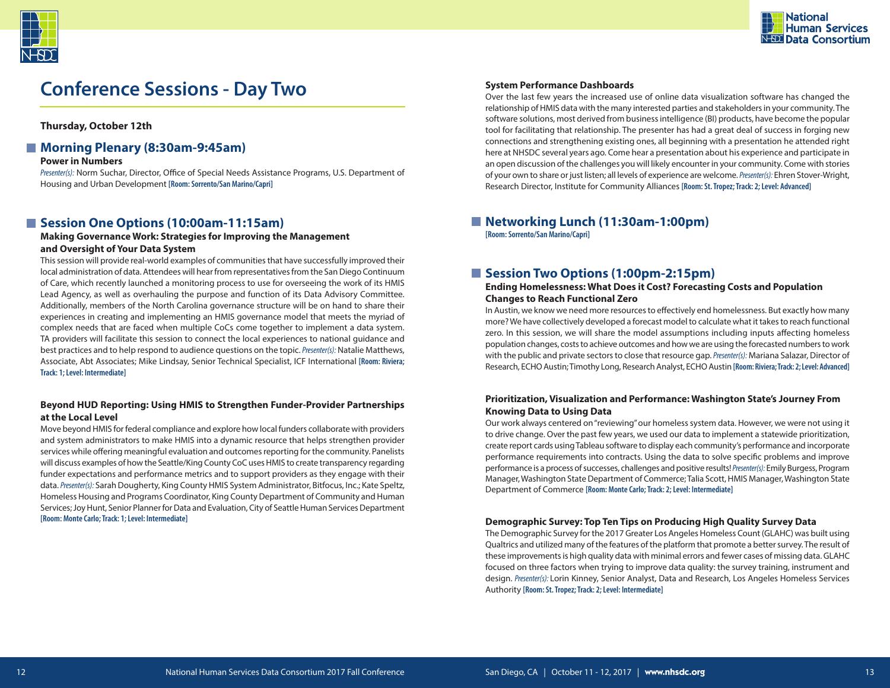# Conference Sessions - Day Two

**Thursday, October 12th**

## Morning Plenary (8:30am-9:45am)

**Power in Numbers**

*Presenter(s):* Norm Suchar, Director, Office of Special Needs Assistance Programs, U.S. Department of Housing and Urban Development **[Room: Sorrento/San Marino/Capri]**

## Session One Options (10:00am-11:15am)

**Making Governance Work: Strategies for Improving the Management and Oversight of Your Data System**

This session will provide real-world examples of communities that have successfully improved their local administration of data. Attendees will hear from representatives from the San Diego Continuum of Care, which recently launched a monitoring process to use for overseeing the work of its HMIS Lead Agency, as well as overhauling the purpose and function of its Data Advisory Committee. Additionally, members of the North Carolina governance structure will be on hand to share their experiences in creating and implementing an HMIS governance model that meets the myriad of complex needs that are faced when multiple CoCs come together to implement a data system. TA providers will facilitate this session to connect the local experiences to national guidance and best practices and to help respond to audience questions on the topic. *Presenter(s):* Natalie Matthews, Associate, Abt Associates; Mike Lindsay, Senior Technical Specialist, ICF International **[Room: Riviera; Track: 1; Level: Intermediate]**

**Beyond HUD Reporting: Using HMIS to Strengthen Funder-Provider Partnerships at the Local Level**

Move beyond HMIS for federal compliance and explore how local funders collaborate with providers and system administrators to make HMIS into a dynamic resource that helps strengthen provider services while offering meaningful evaluation and outcomes reporting for the community. Panelists will discuss examples of how the Seattle/King County CoC uses HMIS to create transparency regarding funder expectations and performance metrics and to support providers as they engage with their data. *Presenter(s):* Sarah Dougherty, King County HMIS System Administrator, Bitfocus, Inc.; Kate Speltz, Homeless Housing and Programs Coordinator, King County Department of Community and Human Services; Joy Hunt, Senior Planner for Data and Evaluation, City of Seattle Human Services Department **[Room: Monte Carlo; Track: 1; Level: Intermediate]**

**System Performance Dashboards**

Over the last few years the increased use of online data visualization software has changed the relationship of HMIS data with the many interested parties and stakeholders in your community. The software solutions, most derived from business intelligence (BI) products, have become the popular tool for facilitating that relationship. The presenter has had a great deal of success in forging new connections and strengthening existing ones, all beginning with a presentation he attended right here at NHSDC several years ago. Come hear a presentation about his experience and participate in an open discussion of the challenges you will likely encounter in your community. Come with stories of your own to share or just listen; all levels of experience are welcome. *Presenter(s):* Ehren Stover-Wright, Research Director, Institute for Community Alliances **[Room: St. Tropez; Track: 2; Level: Advanced]**

## Networking Lunch (11:30am-1:00pm)

**[Room: Sorrento/San Marino/Capri]**

## Session Two Options (1:00pm-2:15pm)

**Ending Homelessness: What Does it Cost? Forecasting Costs and Population Changes to Reach Functional Zero**

In Austin, we know we need more resources to effectively end homelessness. But exactly how many more? We have collectively developed a forecast model to calculate what it takes to reach functional zero. In this session, we will share the model assumptions including inputs affecting homeless population changes, costs to achieve outcomes and how we are using the forecasted numbers to work with the public and private sectors to close that resource gap. *Presenter(s):* Mariana Salazar, Director of Research, ECHO Austin; Timothy Long, Research Analyst, ECHO Austin **[Room: Riviera; Track: 2; Level: Advanced]**

**Prioritization, Visualization and Performance: Washington State's Journey From Knowing Data to Using Data**

Our work always centered on "reviewing" our homeless system data. However, we were not using it to drive change. Over the past few years, we used our data to implement a statewide prioritization, create report cards using Tableau software to display each community's performance and incorporate performance requirements into contracts. Using the data to solve specific problems and improve performance is a process of successes, challenges and positive results! *Presenter(s):* Emily Burgess, Program Manager, Washington State Department of Commerce; Talia Scott, HMIS Manager, Washington State Department of Commerce **[Room: Monte Carlo; Track: 2; Level: Intermediate]**

**Demographic Survey: Top Ten Tips on Producing High Quality Survey Data**

The Demographic Survey for the 2017 Greater Los Angeles Homeless Count (GLAHC) was built using Qualtrics and utilized many of the features of the platform that promote a better survey. The result of these improvements is high quality data with minimal errors and fewer cases of missing data. GLAHC focused on three factors when trying to improve data quality: the survey training, instrument and design. *Presenter(s):* Lorin Kinney, Senior Analyst, Data and Research, Los Angeles Homeless Services Authority **[Room: St. Tropez; Track: 2; Level: Intermediate]**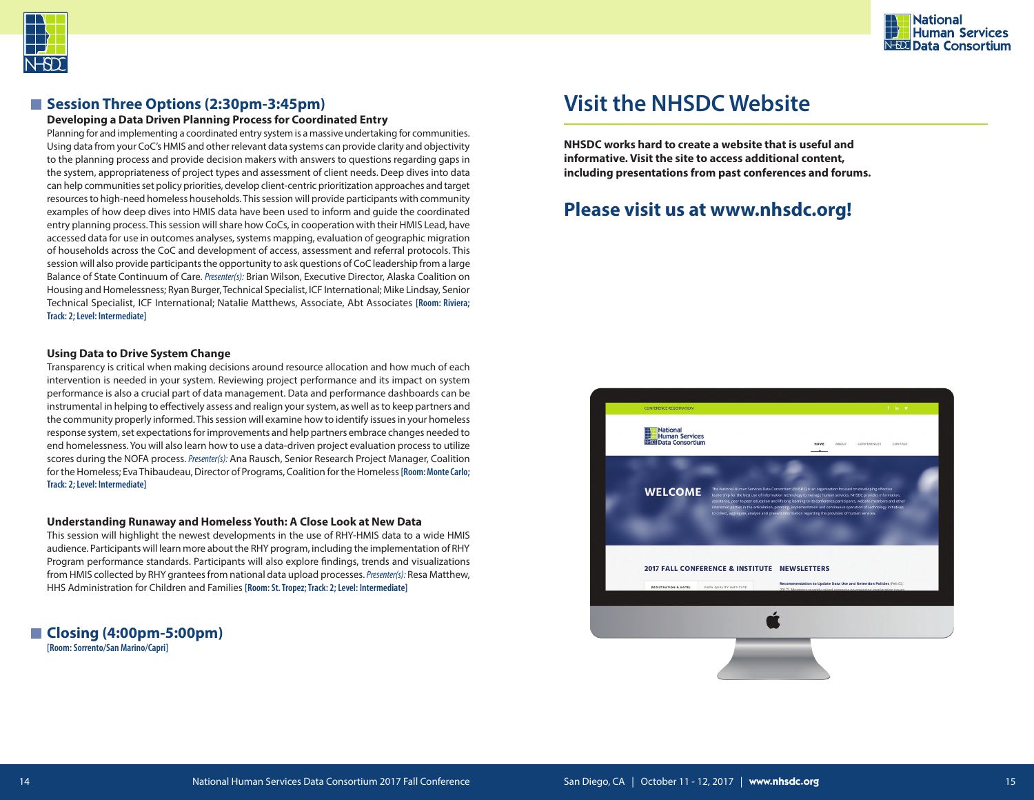## Session Three Options (2:30pm-3:45pm)

### Developing a Data Driven Planning Process for Coordinated Entry

Planning for and implementing a coordinated entry system is a massive undertaking for communities. Using data from your CoC's HMIS and other relevant data systems can provide clarity and objectivity to the planning process and provide decision makers with answers to questions regarding gaps in the system, appropriateness of project types and assessment of client needs. Deep dives into data can help communities set policy priorities, develop client-centric prioritization approaches and target resources to high-need homeless households. This session will provide participants with community examples of how deep dives into HMIS data have been used to inform and guide the coordinated entry planning process. This session will share how CoCs, in cooperation with their HMIS Lead, have accessed data for use in outcomes analyses, systems mapping, evaluation of geographic migration of households across the CoC and development of access, assessment and referral protocols. This session will also provide participants the opportunity to ask questions of CoC leadership from a large Balance of State Continuum of Care. *Presenter(s):* Brian Wilson, Executive Director, Alaska Coalition on Housing and Homelessness; Ryan Burger, Technical Specialist, ICF International; Mike Lindsay, Senior Technical Specialist, ICF International; Natalie Matthews, Associate, Abt Associates **[Room: Riviera; Track: 2; Level: Intermediate]**

### Using Data to Drive System Change

Transparency is critical when making decisions around resource allocation and how much of each intervention is needed in your system. Reviewing project performance and its impact on system performance is also a crucial part of data management. Data and performance dashboards can be instrumental in helping to effectively assess and realign your system, as well as to keep partners and the community properly informed. This session will examine how to identify issues in your homeless response system, set expectations for improvements and help partners embrace changes needed to end homelessness. You will also learn how to use a data-driven project evaluation process to utilize scores during the NOFA process. *Presenter(s):* Ana Rausch, Senior Research Project Manager, Coalition for the Homeless; Eva Thibaudeau, Director of Programs, Coalition for the Homeless **[Room: Monte Carlo; Track: 2; Level: Intermediate]**

### Understanding Runaway and Homeless Youth: A Close Look at New Data

This session will highlight the newest developments in the use of RHY-HMIS data to a wide HMIS audience. Participants will learn more about the RHY program, including the implementation of RHY Program performance standards. Participants will also explore findings, trends and visualizations from HMIS collected by RHY grantees from national data upload processes. *Presenter(s):* Resa Matthew, HHS Administration for Children and Families **[Room: St. Tropez; Track: 2; Level: Intermediate]**

## Closing (4:00pm-5:00pm)

**[Room: Sorrento/San Marino/Capri]**

# Visit the NHSDC Website

**NHSDC works hard to create a website that is useful and informative. Visit the site to access additional content, including presentations from past conferences and forums.**

## Please visit us at www.nhsdc.org!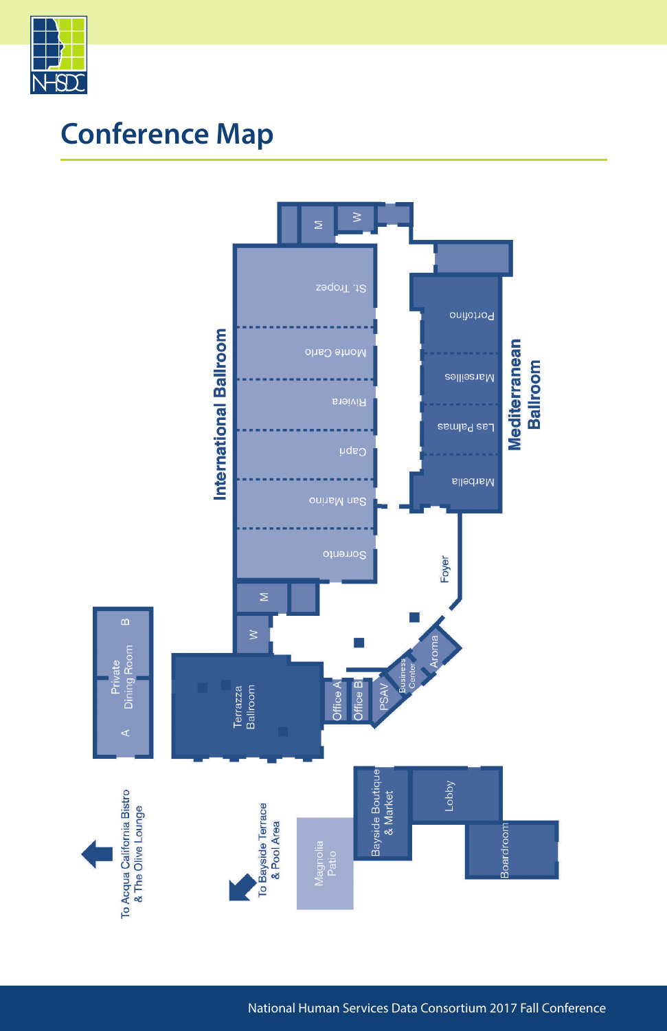# Conference Map

International Ballroom

St. Tropez

Monte Carlo

Riviera

Capri

San Marino

Sorrento

M

W

Mediterranean Ballroom

Portofino

Marseilles

Las Palmas

Marbella

Foyer

Aroma

Business Center

PSAV

Office B

Office A

Terrazza Ballroom

Private Dining Room

A

B

Bayside Boutique & Market

Lobby

Boardroom

Magnolia Patio

To Acqua California Bistro & The Olive Lounge

To Bayside Terrace & Pool Area